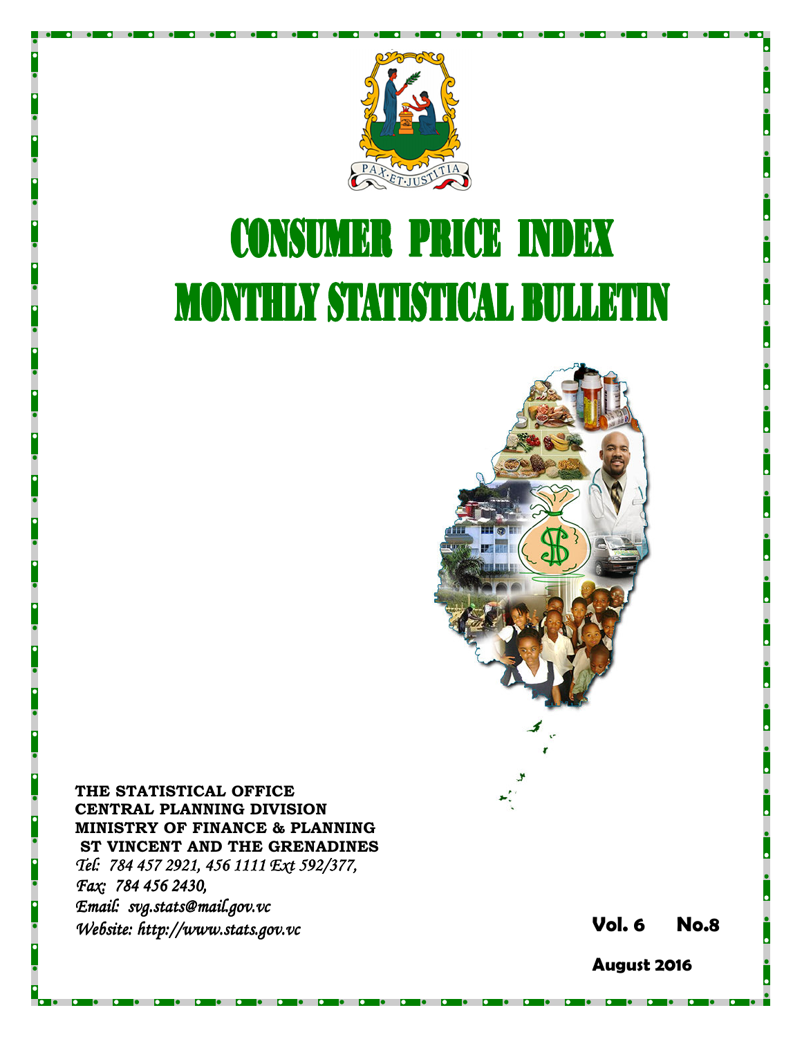PAX·ET·JUSTITIA

# CONSUMER PRICE INDEX
# MONTHLY STATISTICAL BULLETIN

**THE STATISTICAL OFFICE**
**CENTRAL PLANNING DIVISION**
**MINISTRY OF FINANCE & PLANNING**
**ST VINCENT AND THE GRENADINES**
*Tel: 784 457 2921, 456 1111 Ext 592/377,*
*Fax: 784 456 2430,*
*Email: svg.stats@mail.gov.vc*
*Website: http://www.stats.gov.vc*

**Vol. 6 No.8**

**August 2016**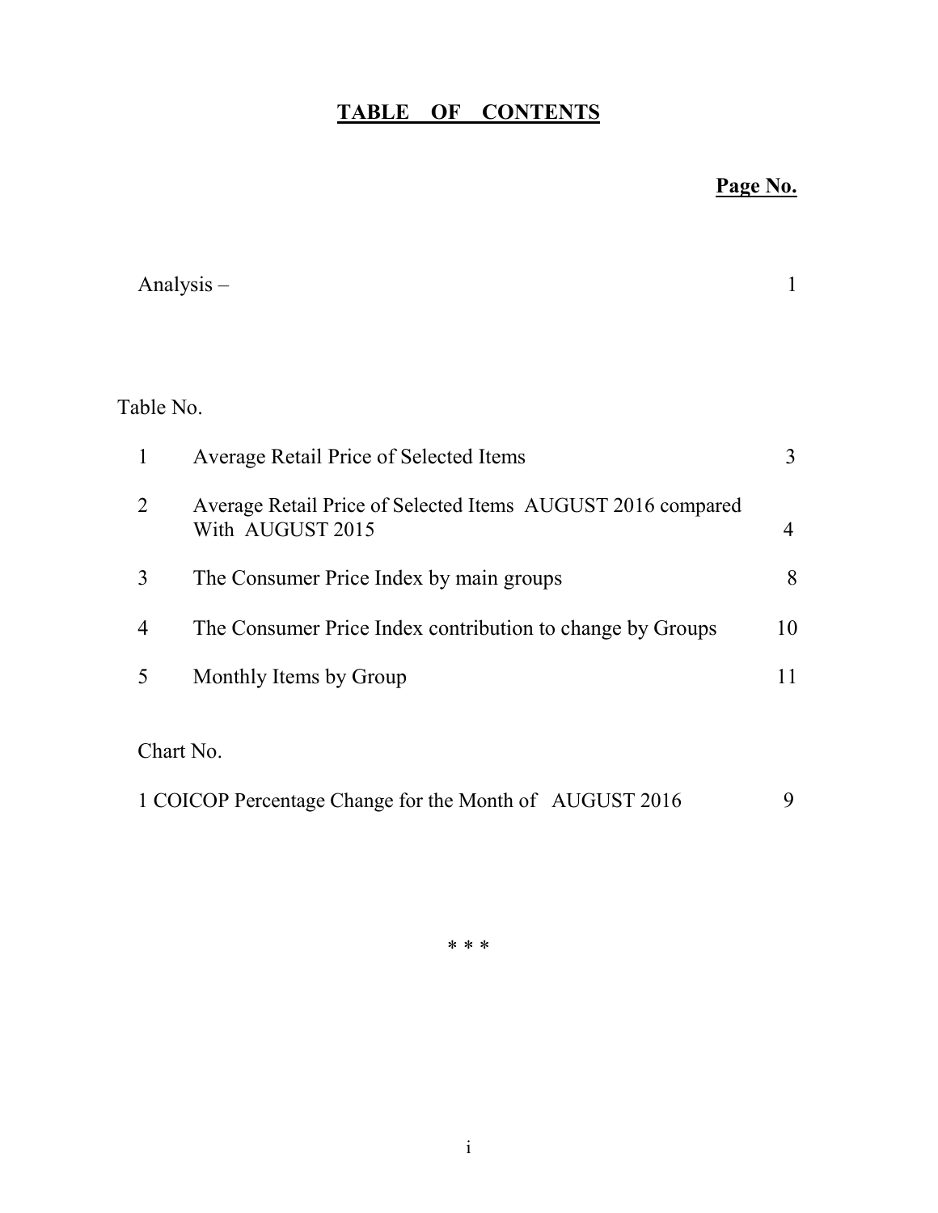# TABLE OF CONTENTS

**Page No.**

Analysis – 1

Table No.

| | | Page No. |
|---|---|---|
| 1 | Average Retail Price of Selected Items | 3 |
| 2 | Average Retail Price of Selected Items AUGUST 2016 compared With AUGUST 2015 | 4 |
| 3 | The Consumer Price Index by main groups | 8 |
| 4 | The Consumer Price Index contribution to change by Groups | 10 |
| 5 | Monthly Items by Group | 11 |

Chart No.

1 COICOP Percentage Change for the Month of AUGUST 2016 9

\* \* \*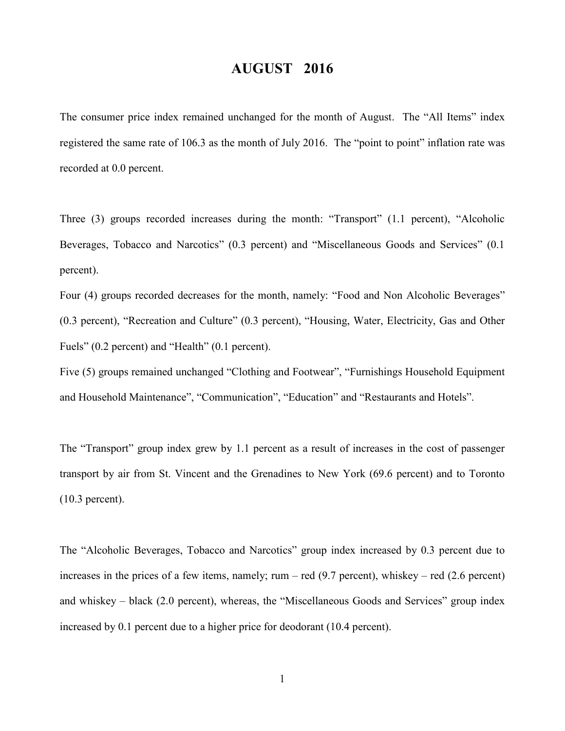# AUGUST 2016

The consumer price index remained unchanged for the month of August. The “All Items” index registered the same rate of 106.3 as the month of July 2016. The “point to point” inflation rate was recorded at 0.0 percent.

Three (3) groups recorded increases during the month: “Transport” (1.1 percent), “Alcoholic Beverages, Tobacco and Narcotics” (0.3 percent) and “Miscellaneous Goods and Services” (0.1 percent).

Four (4) groups recorded decreases for the month, namely: “Food and Non Alcoholic Beverages” (0.3 percent), “Recreation and Culture” (0.3 percent), “Housing, Water, Electricity, Gas and Other Fuels” (0.2 percent) and “Health” (0.1 percent).

Five (5) groups remained unchanged “Clothing and Footwear”, “Furnishings Household Equipment and Household Maintenance”, “Communication”, “Education” and “Restaurants and Hotels”.

The “Transport” group index grew by 1.1 percent as a result of increases in the cost of passenger transport by air from St. Vincent and the Grenadines to New York (69.6 percent) and to Toronto (10.3 percent).

The “Alcoholic Beverages, Tobacco and Narcotics” group index increased by 0.3 percent due to increases in the prices of a few items, namely; rum – red (9.7 percent), whiskey – red (2.6 percent) and whiskey – black (2.0 percent), whereas, the “Miscellaneous Goods and Services” group index increased by 0.1 percent due to a higher price for deodorant (10.4 percent).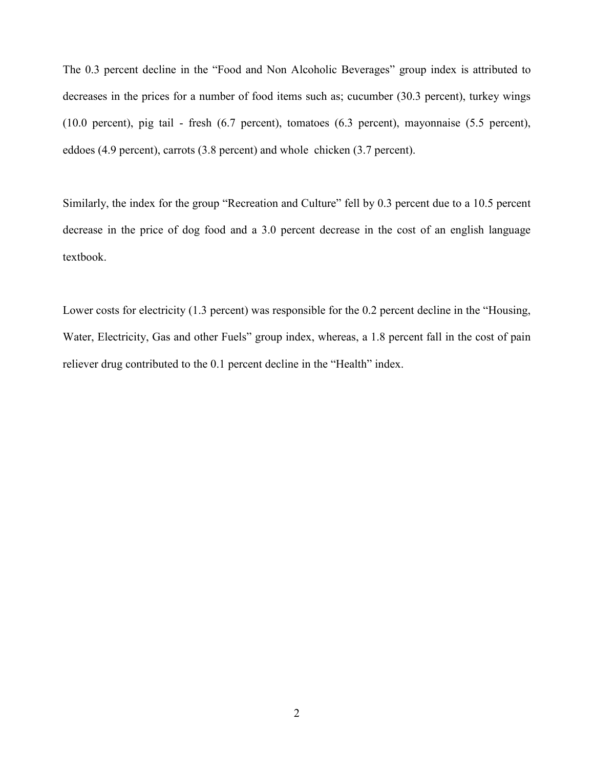The 0.3 percent decline in the "Food and Non Alcoholic Beverages" group index is attributed to decreases in the prices for a number of food items such as; cucumber (30.3 percent), turkey wings (10.0 percent), pig tail - fresh (6.7 percent), tomatoes (6.3 percent), mayonnaise (5.5 percent), eddoes (4.9 percent), carrots (3.8 percent) and whole chicken (3.7 percent).

Similarly, the index for the group "Recreation and Culture" fell by 0.3 percent due to a 10.5 percent decrease in the price of dog food and a 3.0 percent decrease in the cost of an english language textbook.

Lower costs for electricity (1.3 percent) was responsible for the 0.2 percent decline in the "Housing, Water, Electricity, Gas and other Fuels" group index, whereas, a 1.8 percent fall in the cost of pain reliever drug contributed to the 0.1 percent decline in the "Health" index.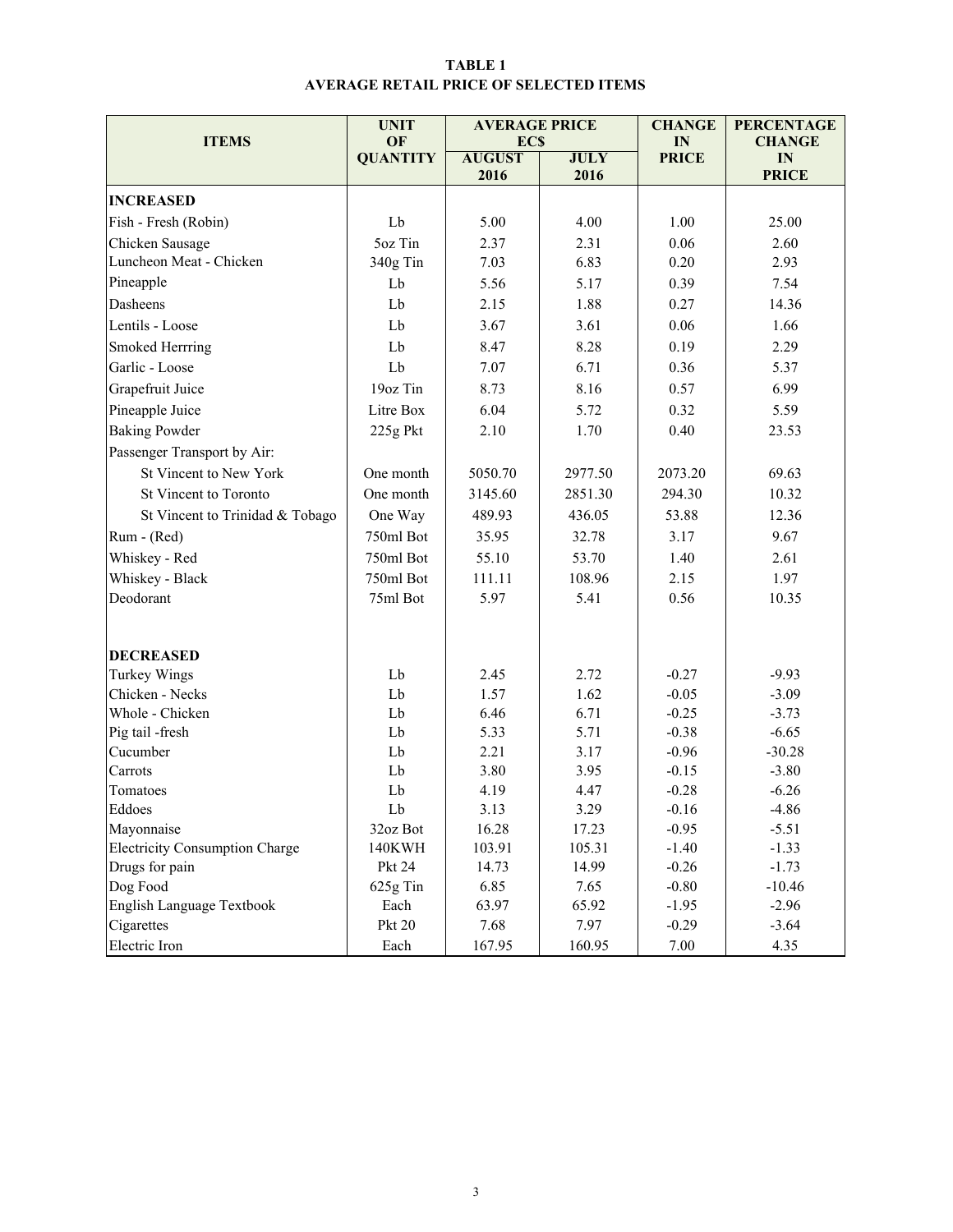**TABLE 1**
**AVERAGE RETAIL PRICE OF SELECTED ITEMS**

| ITEMS | UNIT OF QUANTITY | AVERAGE PRICE EC$ | | CHANGE IN PRICE | PERCENTAGE CHANGE IN PRICE |
|---|---|---|---|---|---|
| | | AUGUST 2016 | JULY 2016 | | |
| **INCREASED** | | | | | |
| Fish - Fresh (Robin) | Lb | 5.00 | 4.00 | 1.00 | 25.00 |
| Chicken Sausage | 5oz Tin | 2.37 | 2.31 | 0.06 | 2.60 |
| Luncheon Meat - Chicken | 340g Tin | 7.03 | 6.83 | 0.20 | 2.93 |
| Pineapple | Lb | 5.56 | 5.17 | 0.39 | 7.54 |
| Dasheens | Lb | 2.15 | 1.88 | 0.27 | 14.36 |
| Lentils - Loose | Lb | 3.67 | 3.61 | 0.06 | 1.66 |
| Smoked Herrring | Lb | 8.47 | 8.28 | 0.19 | 2.29 |
| Garlic - Loose | Lb | 7.07 | 6.71 | 0.36 | 5.37 |
| Grapefruit Juice | 19oz Tin | 8.73 | 8.16 | 0.57 | 6.99 |
| Pineapple Juice | Litre Box | 6.04 | 5.72 | 0.32 | 5.59 |
| Baking Powder | 225g Pkt | 2.10 | 1.70 | 0.40 | 23.53 |
| Passenger Transport by Air: | | | | | |
| St Vincent to New York | One month | 5050.70 | 2977.50 | 2073.20 | 69.63 |
| St Vincent to Toronto | One month | 3145.60 | 2851.30 | 294.30 | 10.32 |
| St Vincent to Trinidad & Tobago | One Way | 489.93 | 436.05 | 53.88 | 12.36 |
| Rum - (Red) | 750ml Bot | 35.95 | 32.78 | 3.17 | 9.67 |
| Whiskey - Red | 750ml Bot | 55.10 | 53.70 | 1.40 | 2.61 |
| Whiskey - Black | 750ml Bot | 111.11 | 108.96 | 2.15 | 1.97 |
| Deodorant | 75ml Bot | 5.97 | 5.41 | 0.56 | 10.35 |
| **DECREASED** | | | | | |
| Turkey Wings | Lb | 2.45 | 2.72 | -0.27 | -9.93 |
| Chicken - Necks | Lb | 1.57 | 1.62 | -0.05 | -3.09 |
| Whole - Chicken | Lb | 6.46 | 6.71 | -0.25 | -3.73 |
| Pig tail -fresh | Lb | 5.33 | 5.71 | -0.38 | -6.65 |
| Cucumber | Lb | 2.21 | 3.17 | -0.96 | -30.28 |
| Carrots | Lb | 3.80 | 3.95 | -0.15 | -3.80 |
| Tomatoes | Lb | 4.19 | 4.47 | -0.28 | -6.26 |
| Eddoes | Lb | 3.13 | 3.29 | -0.16 | -4.86 |
| Mayonnaise | 32oz Bot | 16.28 | 17.23 | -0.95 | -5.51 |
| Electricity Consumption Charge | 140KWH | 103.91 | 105.31 | -1.40 | -1.33 |
| Drugs for pain | Pkt 24 | 14.73 | 14.99 | -0.26 | -1.73 |
| Dog Food | 625g Tin | 6.85 | 7.65 | -0.80 | -10.46 |
| English Language Textbook | Each | 63.97 | 65.92 | -1.95 | -2.96 |
| Cigarettes | Pkt 20 | 7.68 | 7.97 | -0.29 | -3.64 |
| Electric Iron | Each | 167.95 | 160.95 | 7.00 | 4.35 |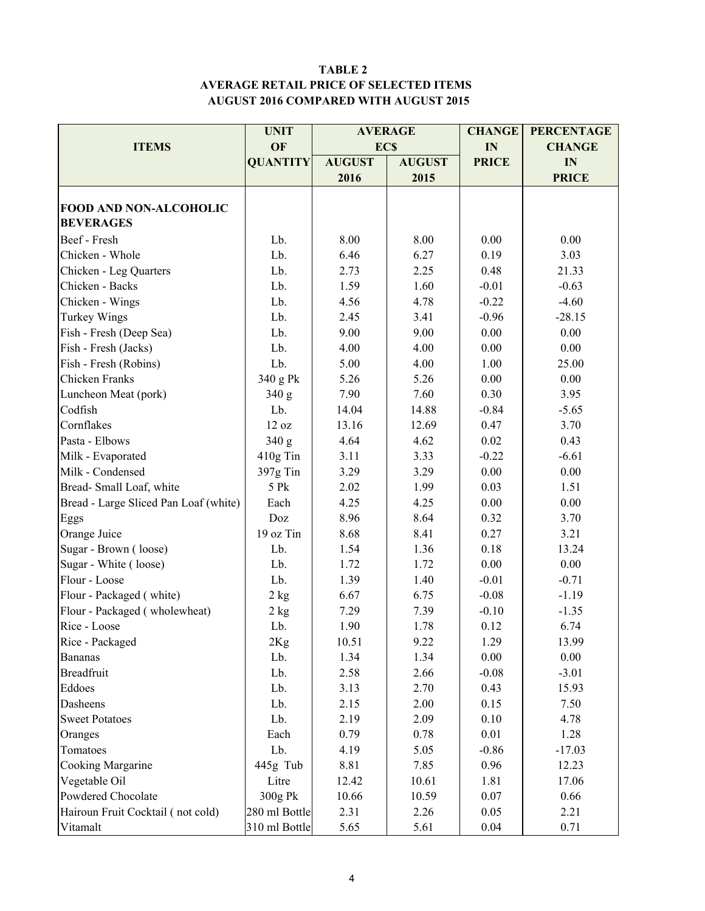**TABLE 2**
**AVERAGE RETAIL PRICE OF SELECTED ITEMS**
**AUGUST 2016 COMPARED WITH AUGUST 2015**

| ITEMS | UNIT OF QUANTITY | AVERAGE EC$ AUGUST 2016 | AUGUST 2015 | CHANGE IN PRICE | PERCENTAGE CHANGE IN PRICE |
|---|---|---|---|---|---|
| **FOOD AND NON-ALCOHOLIC BEVERAGES** | | | | | |
| Beef - Fresh | Lb. | 8.00 | 8.00 | 0.00 | 0.00 |
| Chicken - Whole | Lb. | 6.46 | 6.27 | 0.19 | 3.03 |
| Chicken - Leg Quarters | Lb. | 2.73 | 2.25 | 0.48 | 21.33 |
| Chicken - Backs | Lb. | 1.59 | 1.60 | -0.01 | -0.63 |
| Chicken - Wings | Lb. | 4.56 | 4.78 | -0.22 | -4.60 |
| Turkey Wings | Lb. | 2.45 | 3.41 | -0.96 | -28.15 |
| Fish - Fresh (Deep Sea) | Lb. | 9.00 | 9.00 | 0.00 | 0.00 |
| Fish - Fresh (Jacks) | Lb. | 4.00 | 4.00 | 0.00 | 0.00 |
| Fish - Fresh (Robins) | Lb. | 5.00 | 4.00 | 1.00 | 25.00 |
| Chicken Franks | 340 g Pk | 5.26 | 5.26 | 0.00 | 0.00 |
| Luncheon Meat (pork) | 340 g | 7.90 | 7.60 | 0.30 | 3.95 |
| Codfish | Lb. | 14.04 | 14.88 | -0.84 | -5.65 |
| Cornflakes | 12 oz | 13.16 | 12.69 | 0.47 | 3.70 |
| Pasta - Elbows | 340 g | 4.64 | 4.62 | 0.02 | 0.43 |
| Milk - Evaporated | 410g Tin | 3.11 | 3.33 | -0.22 | -6.61 |
| Milk - Condensed | 397g Tin | 3.29 | 3.29 | 0.00 | 0.00 |
| Bread- Small Loaf, white | 5 Pk | 2.02 | 1.99 | 0.03 | 1.51 |
| Bread - Large Sliced Pan Loaf (white) | Each | 4.25 | 4.25 | 0.00 | 0.00 |
| Eggs | Doz | 8.96 | 8.64 | 0.32 | 3.70 |
| Orange Juice | 19 oz Tin | 8.68 | 8.41 | 0.27 | 3.21 |
| Sugar - Brown ( loose) | Lb. | 1.54 | 1.36 | 0.18 | 13.24 |
| Sugar - White ( loose) | Lb. | 1.72 | 1.72 | 0.00 | 0.00 |
| Flour - Loose | Lb. | 1.39 | 1.40 | -0.01 | -0.71 |
| Flour - Packaged ( white) | 2 kg | 6.67 | 6.75 | -0.08 | -1.19 |
| Flour - Packaged ( wholewheat) | 2 kg | 7.29 | 7.39 | -0.10 | -1.35 |
| Rice - Loose | Lb. | 1.90 | 1.78 | 0.12 | 6.74 |
| Rice - Packaged | 2Kg | 10.51 | 9.22 | 1.29 | 13.99 |
| Bananas | Lb. | 1.34 | 1.34 | 0.00 | 0.00 |
| Breadfruit | Lb. | 2.58 | 2.66 | -0.08 | -3.01 |
| Eddoes | Lb. | 3.13 | 2.70 | 0.43 | 15.93 |
| Dasheens | Lb. | 2.15 | 2.00 | 0.15 | 7.50 |
| Sweet Potatoes | Lb. | 2.19 | 2.09 | 0.10 | 4.78 |
| Oranges | Each | 0.79 | 0.78 | 0.01 | 1.28 |
| Tomatoes | Lb. | 4.19 | 5.05 | -0.86 | -17.03 |
| Cooking Margarine | 445g Tub | 8.81 | 7.85 | 0.96 | 12.23 |
| Vegetable Oil | Litre | 12.42 | 10.61 | 1.81 | 17.06 |
| Powdered Chocolate | 300g Pk | 10.66 | 10.59 | 0.07 | 0.66 |
| Hairoun Fruit Cocktail ( not cold) | 280 ml Bottle | 2.31 | 2.26 | 0.05 | 2.21 |
| Vitamalt | 310 ml Bottle | 5.65 | 5.61 | 0.04 | 0.71 |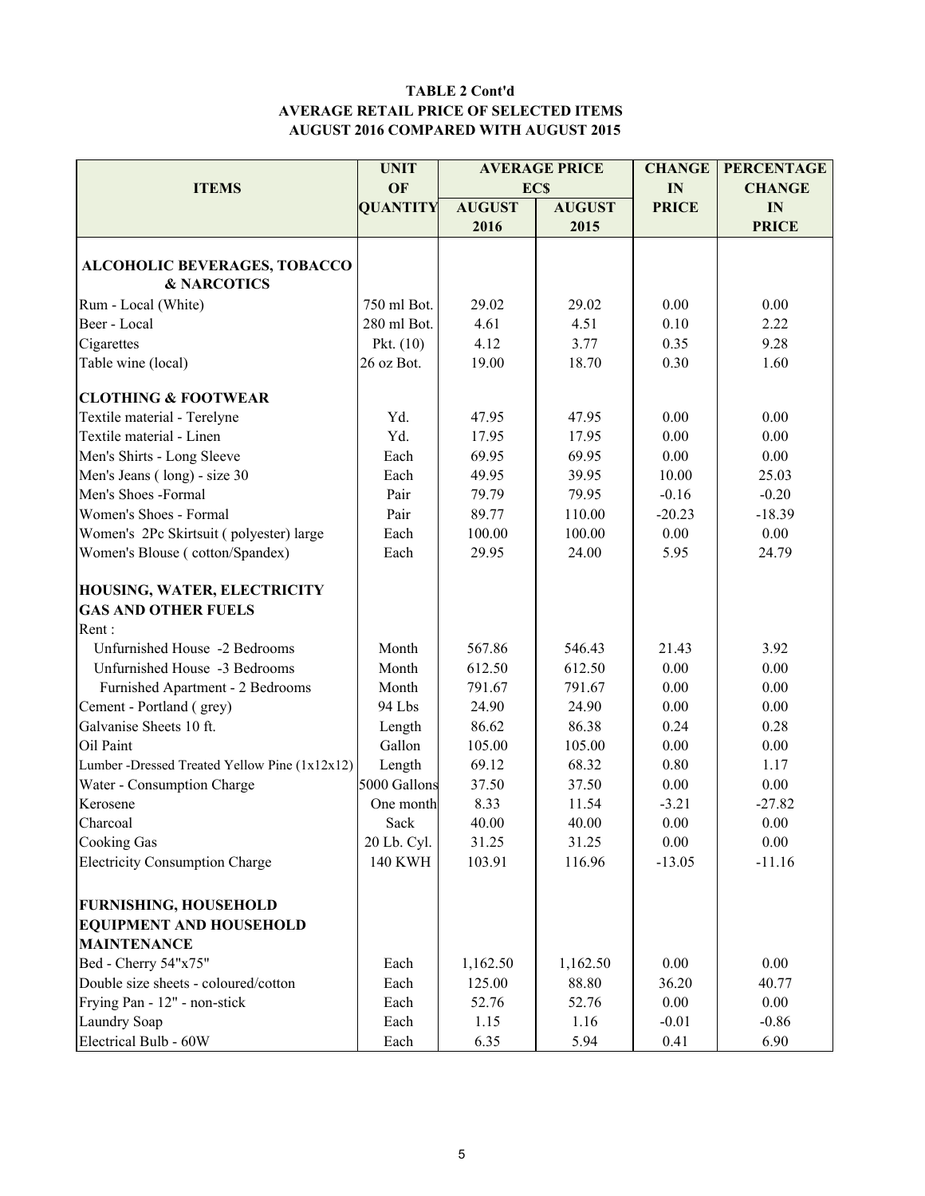**TABLE 2 Cont'd**
**AVERAGE RETAIL PRICE OF SELECTED ITEMS**
**AUGUST 2016 COMPARED WITH AUGUST 2015**

| ITEMS | UNIT OF QUANTITY | AVERAGE PRICE EC$ | | CHANGE IN PRICE | PERCENTAGE CHANGE IN PRICE |
|---|---|---|---|---|---|
| | | AUGUST 2016 | AUGUST 2015 | | |
| **ALCOHOLIC BEVERAGES, TOBACCO & NARCOTICS** | | | | | |
| Rum - Local (White) | 750 ml Bot. | 29.02 | 29.02 | 0.00 | 0.00 |
| Beer - Local | 280 ml Bot. | 4.61 | 4.51 | 0.10 | 2.22 |
| Cigarettes | Pkt. (10) | 4.12 | 3.77 | 0.35 | 9.28 |
| Table wine (local) | 26 oz Bot. | 19.00 | 18.70 | 0.30 | 1.60 |
| **CLOTHING & FOOTWEAR** | | | | | |
| Textile material - Terelyne | Yd. | 47.95 | 47.95 | 0.00 | 0.00 |
| Textile material - Linen | Yd. | 17.95 | 17.95 | 0.00 | 0.00 |
| Men's Shirts - Long Sleeve | Each | 69.95 | 69.95 | 0.00 | 0.00 |
| Men's Jeans ( long) - size 30 | Each | 49.95 | 39.95 | 10.00 | 25.03 |
| Men's Shoes -Formal | Pair | 79.79 | 79.95 | -0.16 | -0.20 |
| Women's Shoes - Formal | Pair | 89.77 | 110.00 | -20.23 | -18.39 |
| Women's 2Pc Skirtsuit ( polyester) large | Each | 100.00 | 100.00 | 0.00 | 0.00 |
| Women's Blouse ( cotton/Spandex) | Each | 29.95 | 24.00 | 5.95 | 24.79 |
| **HOUSING, WATER, ELECTRICITY GAS AND OTHER FUELS** | | | | | |
| Rent : | | | | | |
| Unfurnished House -2 Bedrooms | Month | 567.86 | 546.43 | 21.43 | 3.92 |
| Unfurnished House -3 Bedrooms | Month | 612.50 | 612.50 | 0.00 | 0.00 |
| Furnished Apartment - 2 Bedrooms | Month | 791.67 | 791.67 | 0.00 | 0.00 |
| Cement - Portland ( grey) | 94 Lbs | 24.90 | 24.90 | 0.00 | 0.00 |
| Galvanise Sheets 10 ft. | Length | 86.62 | 86.38 | 0.24 | 0.28 |
| Oil Paint | Gallon | 105.00 | 105.00 | 0.00 | 0.00 |
| Lumber -Dressed Treated Yellow Pine (1x12x12) | Length | 69.12 | 68.32 | 0.80 | 1.17 |
| Water - Consumption Charge | 5000 Gallons | 37.50 | 37.50 | 0.00 | 0.00 |
| Kerosene | One month | 8.33 | 11.54 | -3.21 | -27.82 |
| Charcoal | Sack | 40.00 | 40.00 | 0.00 | 0.00 |
| Cooking Gas | 20 Lb. Cyl. | 31.25 | 31.25 | 0.00 | 0.00 |
| Electricity Consumption Charge | 140 KWH | 103.91 | 116.96 | -13.05 | -11.16 |
| **FURNISHING, HOUSEHOLD EQUIPMENT AND HOUSEHOLD MAINTENANCE** | | | | | |
| Bed - Cherry 54"x75" | Each | 1,162.50 | 1,162.50 | 0.00 | 0.00 |
| Double size sheets - coloured/cotton | Each | 125.00 | 88.80 | 36.20 | 40.77 |
| Frying Pan - 12" - non-stick | Each | 52.76 | 52.76 | 0.00 | 0.00 |
| Laundry Soap | Each | 1.15 | 1.16 | -0.01 | -0.86 |
| Electrical Bulb - 60W | Each | 6.35 | 5.94 | 0.41 | 6.90 |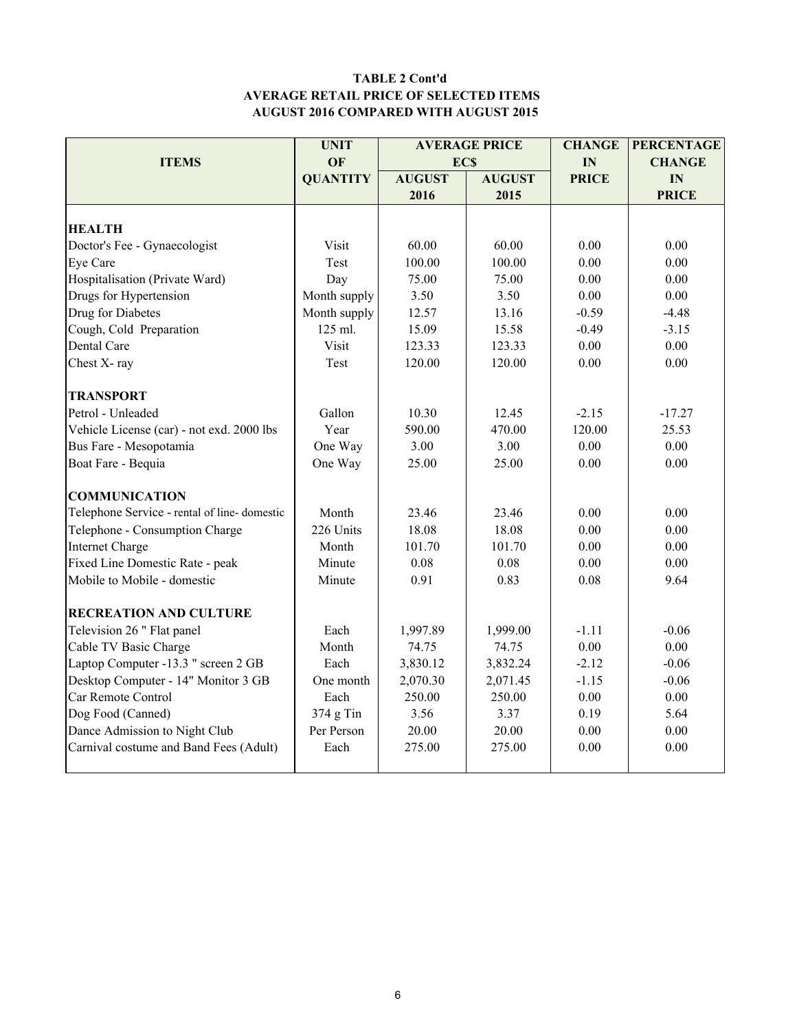**TABLE 2 Cont'd**
**AVERAGE RETAIL PRICE OF SELECTED ITEMS**
**AUGUST 2016 COMPARED WITH AUGUST 2015**

| ITEMS | UNIT OF QUANTITY | AVERAGE PRICE EC$ | | CHANGE IN PRICE | PERCENTAGE CHANGE IN PRICE |
|---|---|---|---|---|---|
| | | AUGUST 2016 | AUGUST 2015 | | |
| **HEALTH** | | | | | |
| Doctor's Fee - Gynaecologist | Visit | 60.00 | 60.00 | 0.00 | 0.00 |
| Eye Care | Test | 100.00 | 100.00 | 0.00 | 0.00 |
| Hospitalisation (Private Ward) | Day | 75.00 | 75.00 | 0.00 | 0.00 |
| Drugs for Hypertension | Month supply | 3.50 | 3.50 | 0.00 | 0.00 |
| Drug for Diabetes | Month supply | 12.57 | 13.16 | -0.59 | -4.48 |
| Cough, Cold Preparation | 125 ml. | 15.09 | 15.58 | -0.49 | -3.15 |
| Dental Care | Visit | 123.33 | 123.33 | 0.00 | 0.00 |
| Chest X- ray | Test | 120.00 | 120.00 | 0.00 | 0.00 |
| **TRANSPORT** | | | | | |
| Petrol - Unleaded | Gallon | 10.30 | 12.45 | -2.15 | -17.27 |
| Vehicle License (car) - not exd. 2000 lbs | Year | 590.00 | 470.00 | 120.00 | 25.53 |
| Bus Fare - Mesopotamia | One Way | 3.00 | 3.00 | 0.00 | 0.00 |
| Boat Fare - Bequia | One Way | 25.00 | 25.00 | 0.00 | 0.00 |
| **COMMUNICATION** | | | | | |
| Telephone Service - rental of line- domestic | Month | 23.46 | 23.46 | 0.00 | 0.00 |
| Telephone - Consumption Charge | 226 Units | 18.08 | 18.08 | 0.00 | 0.00 |
| Internet Charge | Month | 101.70 | 101.70 | 0.00 | 0.00 |
| Fixed Line Domestic Rate - peak | Minute | 0.08 | 0.08 | 0.00 | 0.00 |
| Mobile to Mobile - domestic | Minute | 0.91 | 0.83 | 0.08 | 9.64 |
| **RECREATION AND CULTURE** | | | | | |
| Television 26 " Flat panel | Each | 1,997.89 | 1,999.00 | -1.11 | -0.06 |
| Cable TV Basic Charge | Month | 74.75 | 74.75 | 0.00 | 0.00 |
| Laptop Computer -13.3 " screen 2 GB | Each | 3,830.12 | 3,832.24 | -2.12 | -0.06 |
| Desktop Computer - 14" Monitor 3 GB | One month | 2,070.30 | 2,071.45 | -1.15 | -0.06 |
| Car Remote Control | Each | 250.00 | 250.00 | 0.00 | 0.00 |
| Dog Food (Canned) | 374 g Tin | 3.56 | 3.37 | 0.19 | 5.64 |
| Dance Admission to Night Club | Per Person | 20.00 | 20.00 | 0.00 | 0.00 |
| Carnival costume and Band Fees (Adult) | Each | 275.00 | 275.00 | 0.00 | 0.00 |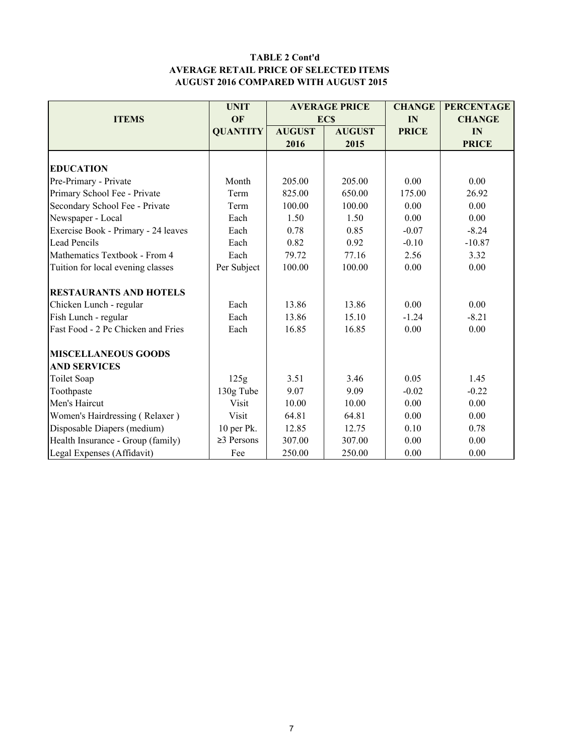**TABLE 2 Cont'd**
**AVERAGE RETAIL PRICE OF SELECTED ITEMS**
**AUGUST 2016 COMPARED WITH AUGUST 2015**

| ITEMS | UNIT OF QUANTITY | AVERAGE PRICE EC$ | | CHANGE IN PRICE | PERCENTAGE CHANGE IN PRICE |
|---|---|---|---|---|---|
| | | AUGUST 2016 | AUGUST 2015 | | |
| **EDUCATION** | | | | | |
| Pre-Primary - Private | Month | 205.00 | 205.00 | 0.00 | 0.00 |
| Primary School Fee - Private | Term | 825.00 | 650.00 | 175.00 | 26.92 |
| Secondary School Fee - Private | Term | 100.00 | 100.00 | 0.00 | 0.00 |
| Newspaper - Local | Each | 1.50 | 1.50 | 0.00 | 0.00 |
| Exercise Book - Primary - 24 leaves | Each | 0.78 | 0.85 | -0.07 | -8.24 |
| Lead Pencils | Each | 0.82 | 0.92 | -0.10 | -10.87 |
| Mathematics Textbook - From 4 | Each | 79.72 | 77.16 | 2.56 | 3.32 |
| Tuition for local evening classes | Per Subject | 100.00 | 100.00 | 0.00 | 0.00 |
| **RESTAURANTS AND HOTELS** | | | | | |
| Chicken Lunch - regular | Each | 13.86 | 13.86 | 0.00 | 0.00 |
| Fish Lunch - regular | Each | 13.86 | 15.10 | -1.24 | -8.21 |
| Fast Food - 2 Pc Chicken and Fries | Each | 16.85 | 16.85 | 0.00 | 0.00 |
| **MISCELLANEOUS GOODS AND SERVICES** | | | | | |
| Toilet Soap | 125g | 3.51 | 3.46 | 0.05 | 1.45 |
| Toothpaste | 130g Tube | 9.07 | 9.09 | -0.02 | -0.22 |
| Men's Haircut | Visit | 10.00 | 10.00 | 0.00 | 0.00 |
| Women's Hairdressing ( Relaxer ) | Visit | 64.81 | 64.81 | 0.00 | 0.00 |
| Disposable Diapers (medium) | 10 per Pk. | 12.85 | 12.75 | 0.10 | 0.78 |
| Health Insurance - Group (family) | ≥3 Persons | 307.00 | 307.00 | 0.00 | 0.00 |
| Legal Expenses (Affidavit) | Fee | 250.00 | 250.00 | 0.00 | 0.00 |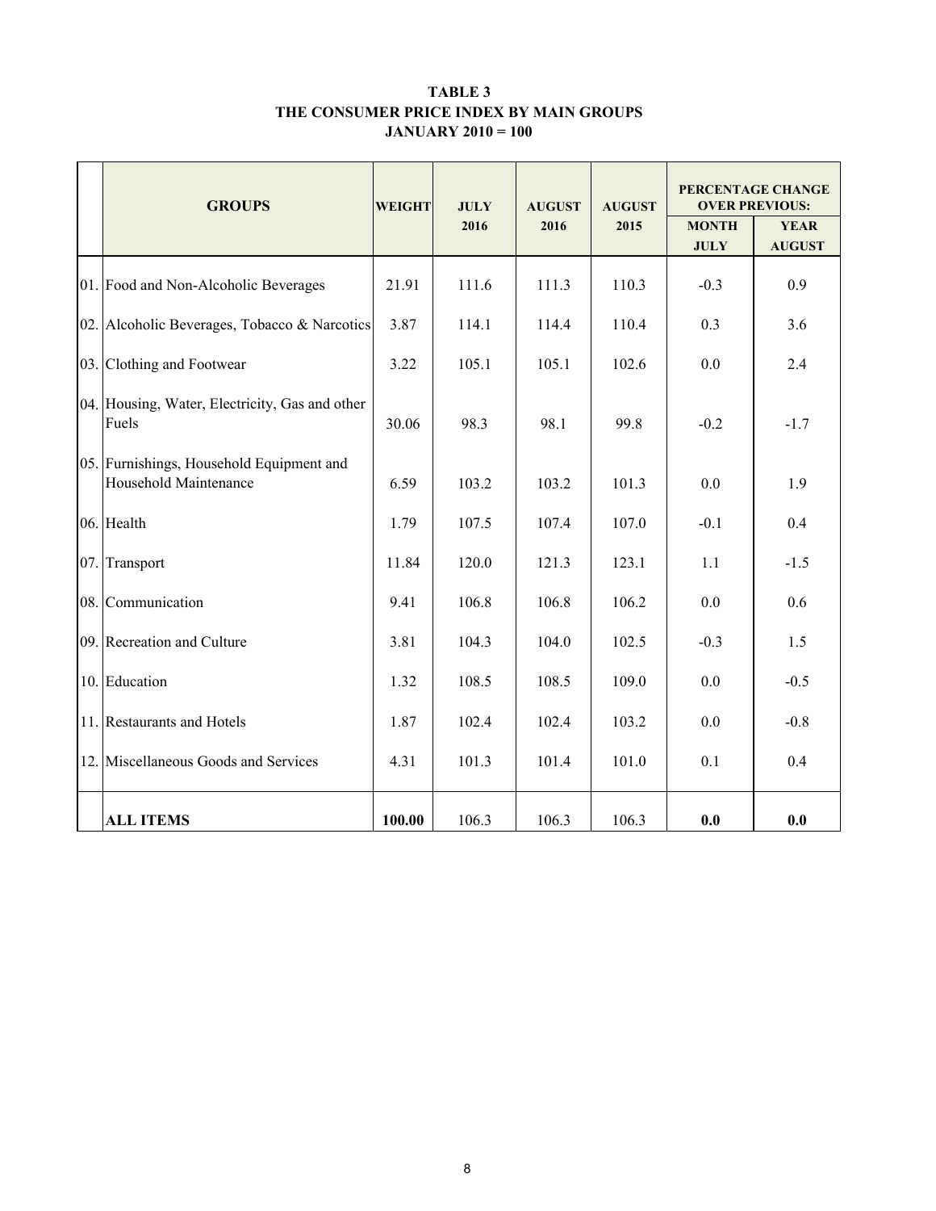**TABLE 3**
**THE CONSUMER PRICE INDEX BY MAIN GROUPS**
**JANUARY 2010 = 100**

| | GROUPS | WEIGHT | JULY 2016 | AUGUST 2016 | AUGUST 2015 | PERCENTAGE CHANGE OVER PREVIOUS: | |
|---|---|---|---|---|---|---|---|
| | | | | | | MONTH JULY | YEAR AUGUST |
| 01. | Food and Non-Alcoholic Beverages | 21.91 | 111.6 | 111.3 | 110.3 | -0.3 | 0.9 |
| 02. | Alcoholic Beverages, Tobacco & Narcotics | 3.87 | 114.1 | 114.4 | 110.4 | 0.3 | 3.6 |
| 03. | Clothing and Footwear | 3.22 | 105.1 | 105.1 | 102.6 | 0.0 | 2.4 |
| 04. | Housing, Water, Electricity, Gas and other Fuels | 30.06 | 98.3 | 98.1 | 99.8 | -0.2 | -1.7 |
| 05. | Furnishings, Household Equipment and Household Maintenance | 6.59 | 103.2 | 103.2 | 101.3 | 0.0 | 1.9 |
| 06. | Health | 1.79 | 107.5 | 107.4 | 107.0 | -0.1 | 0.4 |
| 07. | Transport | 11.84 | 120.0 | 121.3 | 123.1 | 1.1 | -1.5 |
| 08. | Communication | 9.41 | 106.8 | 106.8 | 106.2 | 0.0 | 0.6 |
| 09. | Recreation and Culture | 3.81 | 104.3 | 104.0 | 102.5 | -0.3 | 1.5 |
| 10. | Education | 1.32 | 108.5 | 108.5 | 109.0 | 0.0 | -0.5 |
| 11. | Restaurants and Hotels | 1.87 | 102.4 | 102.4 | 103.2 | 0.0 | -0.8 |
| 12. | Miscellaneous Goods and Services | 4.31 | 101.3 | 101.4 | 101.0 | 0.1 | 0.4 |
| | **ALL ITEMS** | **100.00** | 106.3 | 106.3 | 106.3 | **0.0** | **0.0** |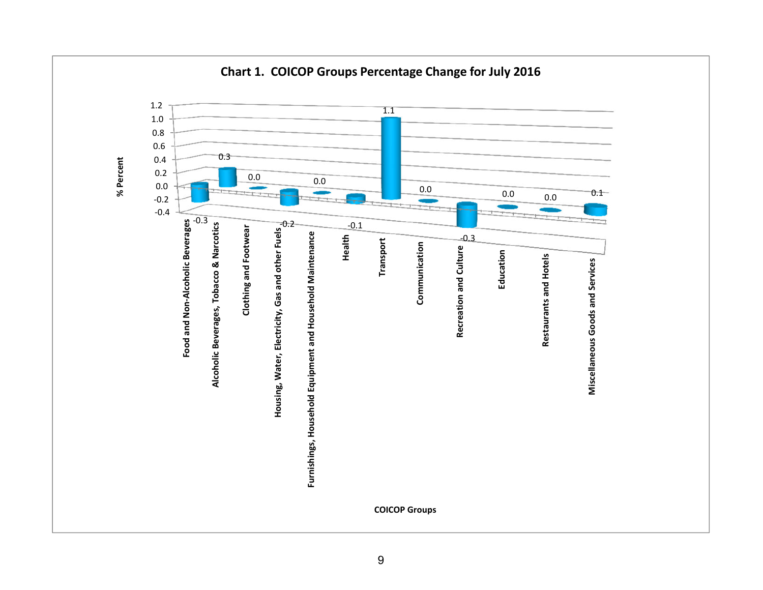**Chart 1. COICOP Groups Percentage Change for July 2016**

| COICOP Groups | % Percent |
|---|---|
| Food and Non-Alcoholic Beverages | -0.3 |
| Alcoholic Beverages, Tobacco & Narcotics | 0.3 |
| Clothing and Footwear | 0.0 |
| Housing, Water, Electricity, Gas and other Fuels | -0.2 |
| Furnishings, Household Equipment and Household Maintenance | 0.0 |
| Health | -0.1 |
| Transport | 1.1 |
| Communication | 0.0 |
| Recreation and Culture | -0.3 |
| Education | 0.0 |
| Restaurants and Hotels | 0.0 |
| Miscellaneous Goods and Services | 0.1 |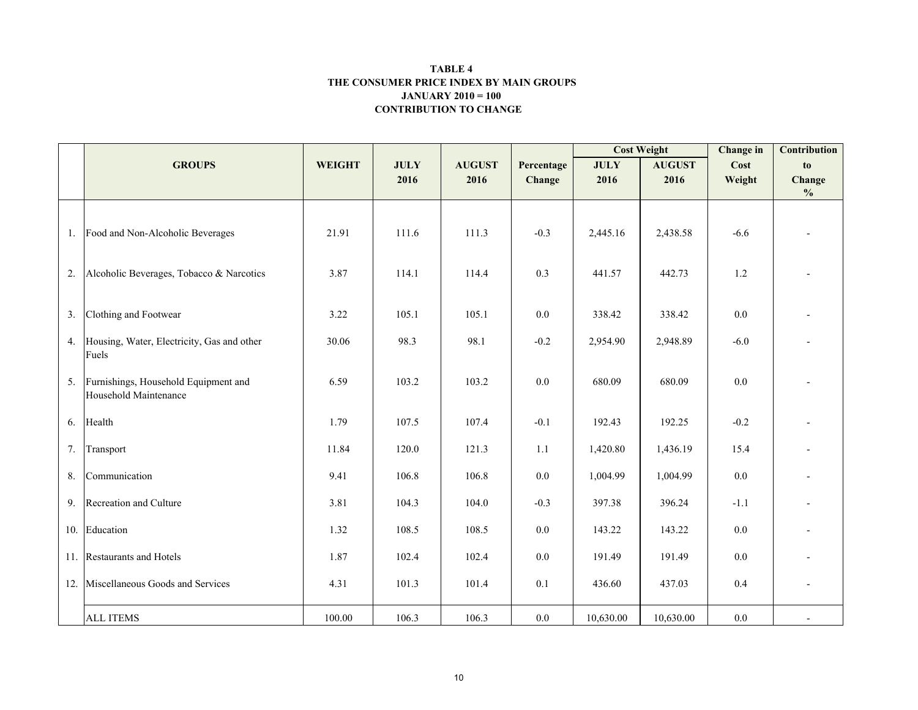**TABLE 4**
**THE CONSUMER PRICE INDEX BY MAIN GROUPS**
**JANUARY 2010 = 100**
**CONTRIBUTION TO CHANGE**

| | GROUPS | WEIGHT | JULY 2016 | AUGUST 2016 | Percentage Change | Cost Weight | | Change in Cost Weight | Contribution to Change % |
|---|---|---|---|---|---|---|---|---|---|
| | | | | | | JULY 2016 | AUGUST 2016 | | |
| 1. | Food and Non-Alcoholic Beverages | 21.91 | 111.6 | 111.3 | -0.3 | 2,445.16 | 2,438.58 | -6.6 | - |
| 2. | Alcoholic Beverages, Tobacco & Narcotics | 3.87 | 114.1 | 114.4 | 0.3 | 441.57 | 442.73 | 1.2 | - |
| 3. | Clothing and Footwear | 3.22 | 105.1 | 105.1 | 0.0 | 338.42 | 338.42 | 0.0 | - |
| 4. | Housing, Water, Electricity, Gas and other Fuels | 30.06 | 98.3 | 98.1 | -0.2 | 2,954.90 | 2,948.89 | -6.0 | - |
| 5. | Furnishings, Household Equipment and Household Maintenance | 6.59 | 103.2 | 103.2 | 0.0 | 680.09 | 680.09 | 0.0 | - |
| 6. | Health | 1.79 | 107.5 | 107.4 | -0.1 | 192.43 | 192.25 | -0.2 | - |
| 7. | Transport | 11.84 | 120.0 | 121.3 | 1.1 | 1,420.80 | 1,436.19 | 15.4 | - |
| 8. | Communication | 9.41 | 106.8 | 106.8 | 0.0 | 1,004.99 | 1,004.99 | 0.0 | - |
| 9. | Recreation and Culture | 3.81 | 104.3 | 104.0 | -0.3 | 397.38 | 396.24 | -1.1 | - |
| 10. | Education | 1.32 | 108.5 | 108.5 | 0.0 | 143.22 | 143.22 | 0.0 | - |
| 11. | Restaurants and Hotels | 1.87 | 102.4 | 102.4 | 0.0 | 191.49 | 191.49 | 0.0 | - |
| 12. | Miscellaneous Goods and Services | 4.31 | 101.3 | 101.4 | 0.1 | 436.60 | 437.03 | 0.4 | - |
| | ALL ITEMS | 100.00 | 106.3 | 106.3 | 0.0 | 10,630.00 | 10,630.00 | 0.0 | - |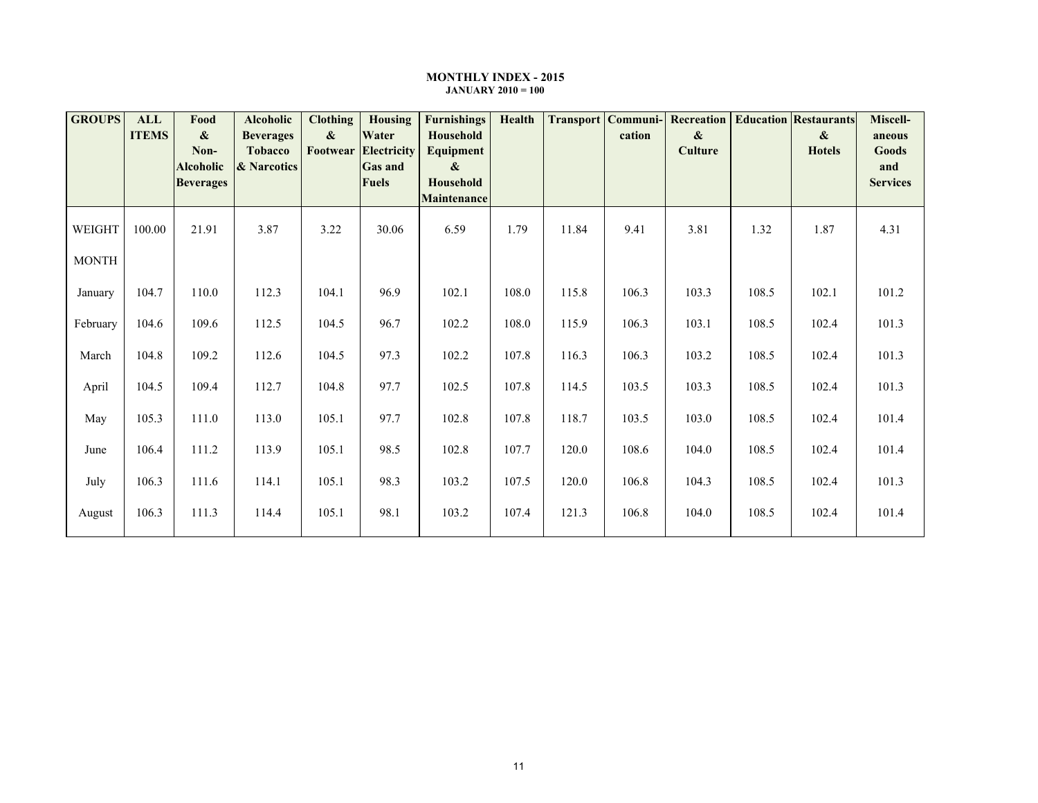**MONTHLY INDEX - 2015**
**JANUARY 2010 = 100**

| GROUPS | ALL ITEMS | Food & Non-Alcoholic Beverages | Alcoholic Beverages Tobacco & Narcotics | Clothing & Footwear | Housing Water Electricity Gas and Fuels | Furnishings Household Equipment & Household Maintenance | Health | Transport | Communi-cation | Recreation & Culture | Education | Restaurants & Hotels | Miscell-aneous Goods and Services |
|---|---|---|---|---|---|---|---|---|---|---|---|---|---|
| WEIGHT | 100.00 | 21.91 | 3.87 | 3.22 | 30.06 | 6.59 | 1.79 | 11.84 | 9.41 | 3.81 | 1.32 | 1.87 | 4.31 |
| MONTH | | | | | | | | | | | | | |
| January | 104.7 | 110.0 | 112.3 | 104.1 | 96.9 | 102.1 | 108.0 | 115.8 | 106.3 | 103.3 | 108.5 | 102.1 | 101.2 |
| February | 104.6 | 109.6 | 112.5 | 104.5 | 96.7 | 102.2 | 108.0 | 115.9 | 106.3 | 103.1 | 108.5 | 102.4 | 101.3 |
| March | 104.8 | 109.2 | 112.6 | 104.5 | 97.3 | 102.2 | 107.8 | 116.3 | 106.3 | 103.2 | 108.5 | 102.4 | 101.3 |
| April | 104.5 | 109.4 | 112.7 | 104.8 | 97.7 | 102.5 | 107.8 | 114.5 | 103.5 | 103.3 | 108.5 | 102.4 | 101.3 |
| May | 105.3 | 111.0 | 113.0 | 105.1 | 97.7 | 102.8 | 107.8 | 118.7 | 103.5 | 103.0 | 108.5 | 102.4 | 101.4 |
| June | 106.4 | 111.2 | 113.9 | 105.1 | 98.5 | 102.8 | 107.7 | 120.0 | 108.6 | 104.0 | 108.5 | 102.4 | 101.4 |
| July | 106.3 | 111.6 | 114.1 | 105.1 | 98.3 | 103.2 | 107.5 | 120.0 | 106.8 | 104.3 | 108.5 | 102.4 | 101.3 |
| August | 106.3 | 111.3 | 114.4 | 105.1 | 98.1 | 103.2 | 107.4 | 121.3 | 106.8 | 104.0 | 108.5 | 102.4 | 101.4 |